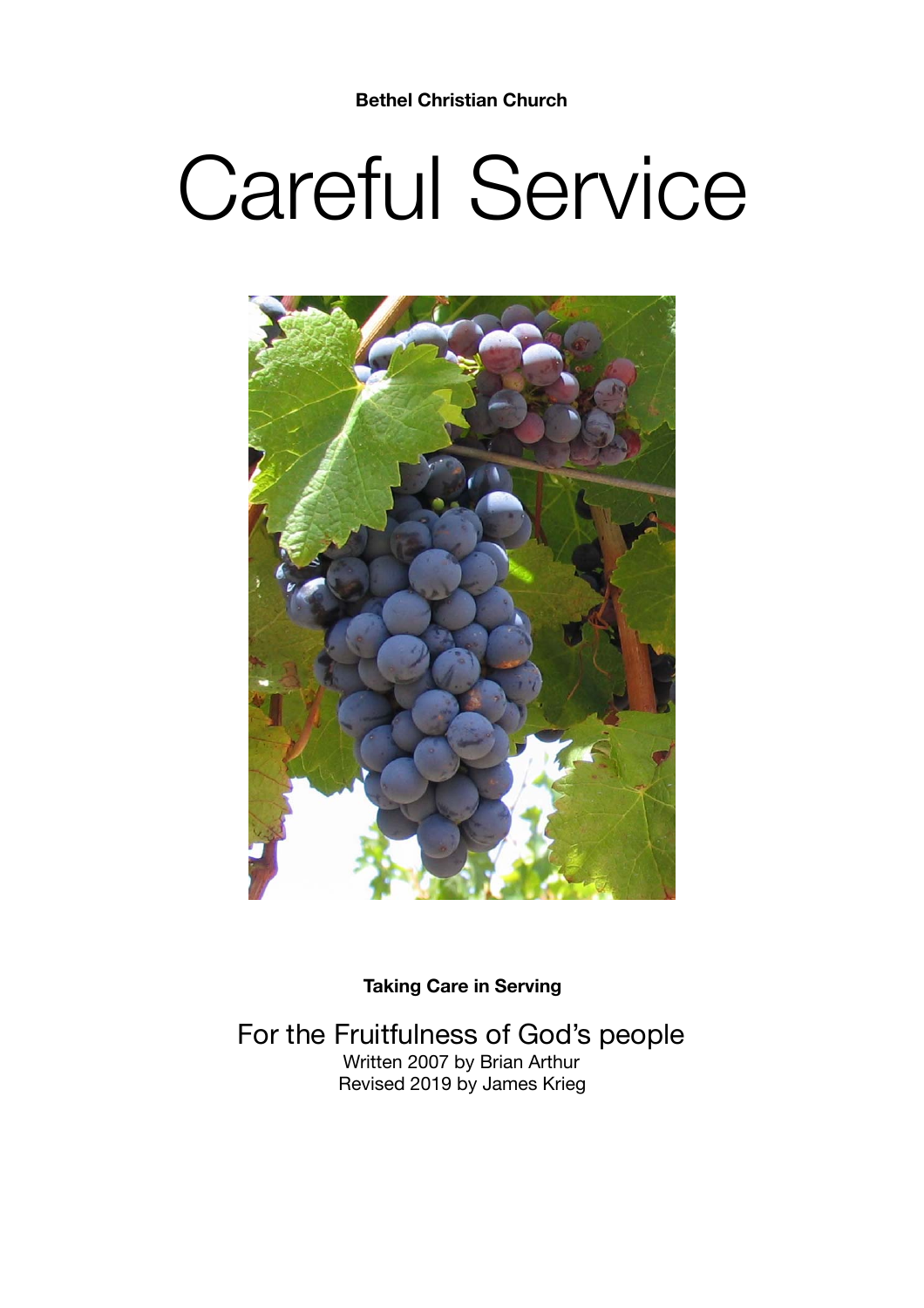**Bethel Christian Church**

# Careful Service

**Taking Care in Serving**

For the Fruitfulness of God's people

Written 2007 by Brian Arthur

Revised 2019 by James Krieg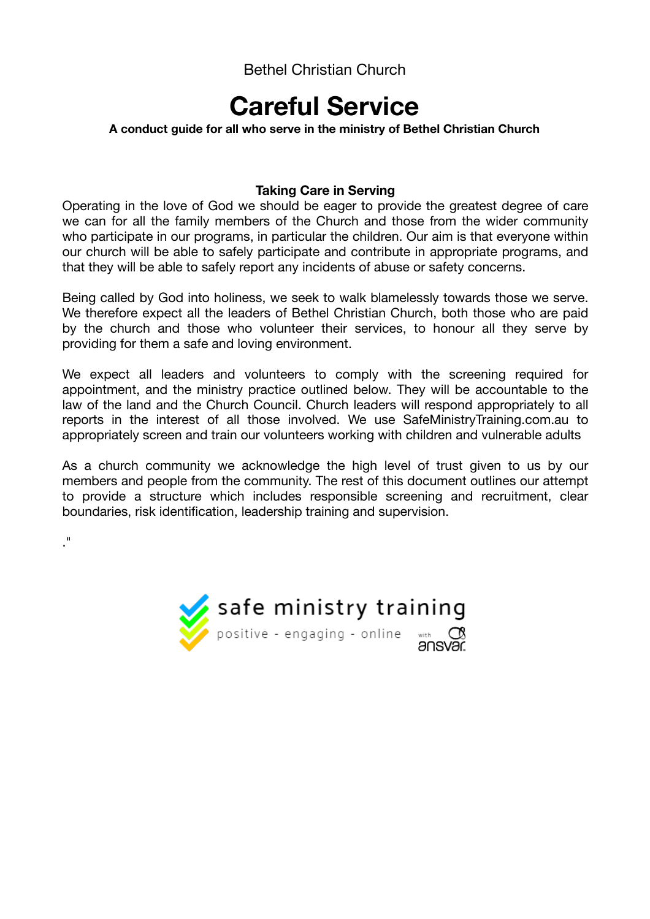Bethel Christian Church

# Careful Service

**A conduct guide for all who serve in the ministry of Bethel Christian Church**

### Taking Care in Serving

Operating in the love of God we should be eager to provide the greatest degree of care we can for all the family members of the Church and those from the wider community who participate in our programs, in particular the children. Our aim is that everyone within our church will be able to safely participate and contribute in appropriate programs, and that they will be able to safely report any incidents of abuse or safety concerns.

Being called by God into holiness, we seek to walk blamelessly towards those we serve. We therefore expect all the leaders of Bethel Christian Church, both those who are paid by the church and those who volunteer their services, to honour all they serve by providing for them a safe and loving environment.

We expect all leaders and volunteers to comply with the screening required for appointment, and the ministry practice outlined below. They will be accountable to the law of the land and the Church Council. Church leaders will respond appropriately to all reports in the interest of all those involved. We use SafeMinistryTraining.com.au to appropriately screen and train our volunteers working with children and vulnerable adults

As a church community we acknowledge the high level of trust given to us by our members and people from the community. The rest of this document outlines our attempt to provide a structure which includes responsible screening and recruitment, clear boundaries, risk identification, leadership training and supervision.

."

safe ministry training
positive - engaging - online
with ansvar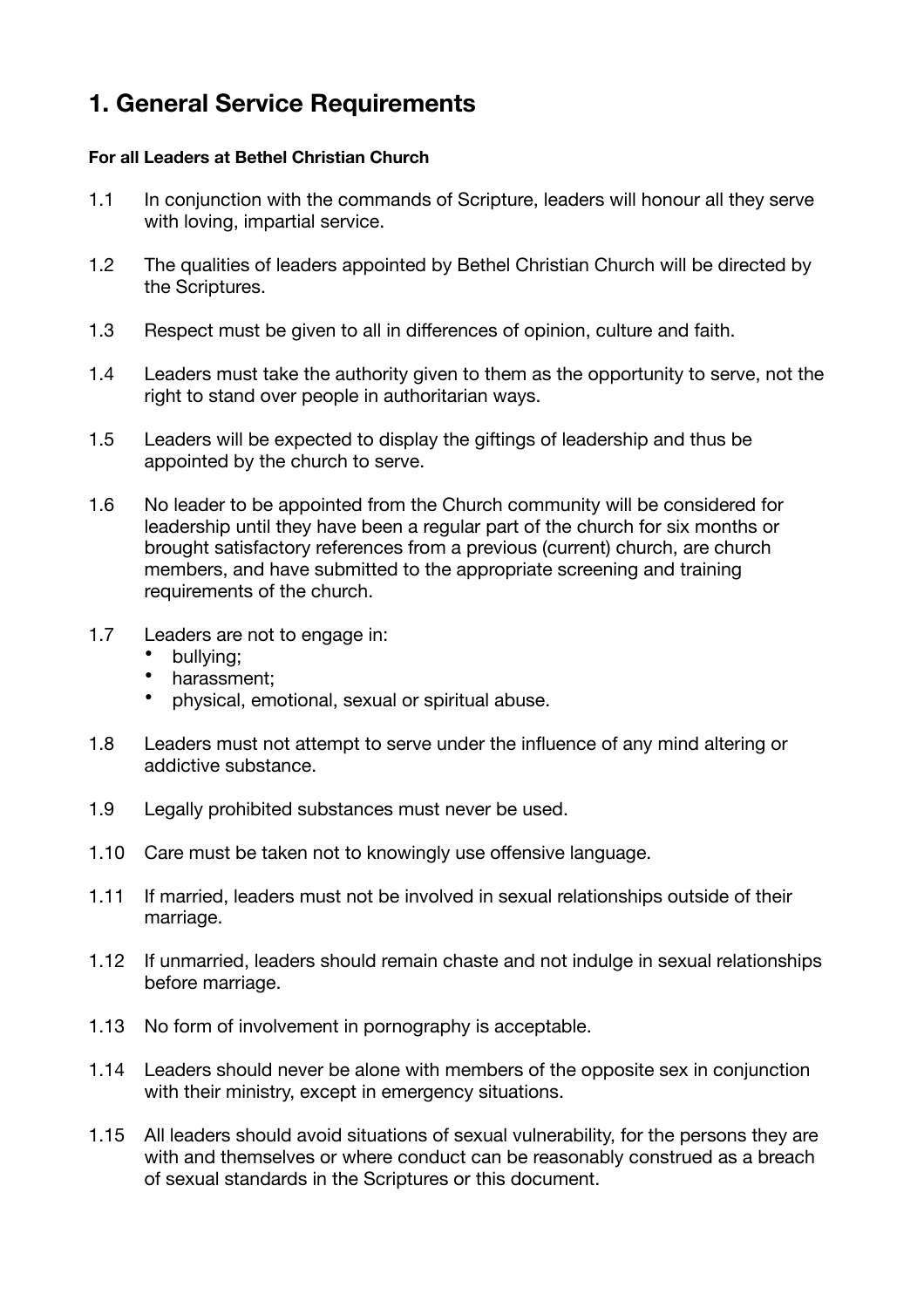# 1. General Service Requirements

**For all Leaders at Bethel Christian Church**

1.1 In conjunction with the commands of Scripture, leaders will honour all they serve with loving, impartial service.

1.2 The qualities of leaders appointed by Bethel Christian Church will be directed by the Scriptures.

1.3 Respect must be given to all in differences of opinion, culture and faith.

1.4 Leaders must take the authority given to them as the opportunity to serve, not the right to stand over people in authoritarian ways.

1.5 Leaders will be expected to display the giftings of leadership and thus be appointed by the church to serve.

1.6 No leader to be appointed from the Church community will be considered for leadership until they have been a regular part of the church for six months or brought satisfactory references from a previous (current) church, are church members, and have submitted to the appropriate screening and training requirements of the church.

1.7 Leaders are not to engage in:

- bullying;
- harassment;
- physical, emotional, sexual or spiritual abuse.

1.8 Leaders must not attempt to serve under the influence of any mind altering or addictive substance.

1.9 Legally prohibited substances must never be used.

1.10 Care must be taken not to knowingly use offensive language.

1.11 If married, leaders must not be involved in sexual relationships outside of their marriage.

1.12 If unmarried, leaders should remain chaste and not indulge in sexual relationships before marriage.

1.13 No form of involvement in pornography is acceptable.

1.14 Leaders should never be alone with members of the opposite sex in conjunction with their ministry, except in emergency situations.

1.15 All leaders should avoid situations of sexual vulnerability, for the persons they are with and themselves or where conduct can be reasonably construed as a breach of sexual standards in the Scriptures or this document.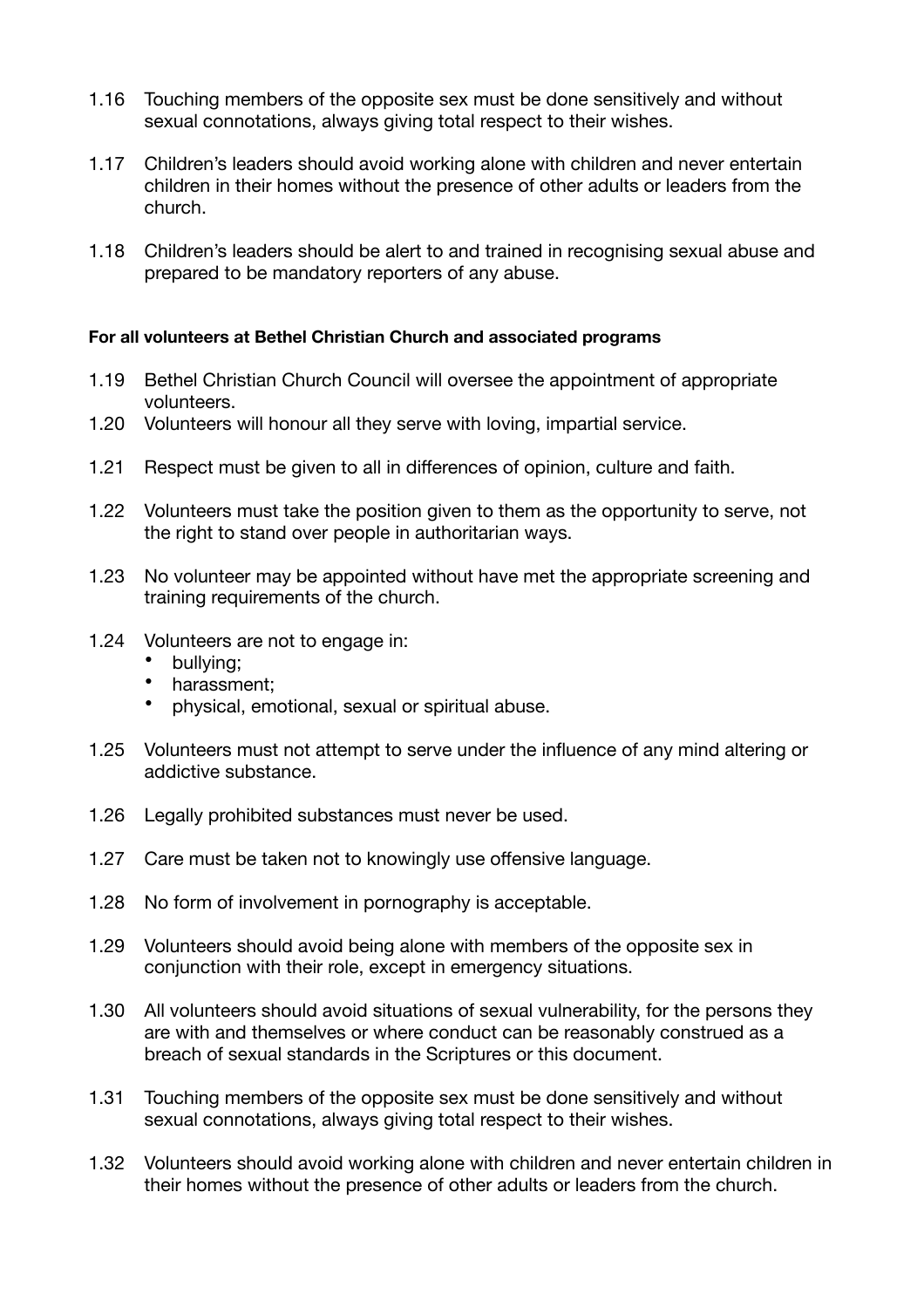1.16 Touching members of the opposite sex must be done sensitively and without sexual connotations, always giving total respect to their wishes.

1.17 Children's leaders should avoid working alone with children and never entertain children in their homes without the presence of other adults or leaders from the church.

1.18 Children's leaders should be alert to and trained in recognising sexual abuse and prepared to be mandatory reporters of any abuse.

**For all volunteers at Bethel Christian Church and associated programs**

1.19 Bethel Christian Church Council will oversee the appointment of appropriate volunteers.

1.20 Volunteers will honour all they serve with loving, impartial service.

1.21 Respect must be given to all in differences of opinion, culture and faith.

1.22 Volunteers must take the position given to them as the opportunity to serve, not the right to stand over people in authoritarian ways.

1.23 No volunteer may be appointed without have met the appropriate screening and training requirements of the church.

1.24 Volunteers are not to engage in:

- bullying;
- harassment;
- physical, emotional, sexual or spiritual abuse.

1.25 Volunteers must not attempt to serve under the influence of any mind altering or addictive substance.

1.26 Legally prohibited substances must never be used.

1.27 Care must be taken not to knowingly use offensive language.

1.28 No form of involvement in pornography is acceptable.

1.29 Volunteers should avoid being alone with members of the opposite sex in conjunction with their role, except in emergency situations.

1.30 All volunteers should avoid situations of sexual vulnerability, for the persons they are with and themselves or where conduct can be reasonably construed as a breach of sexual standards in the Scriptures or this document.

1.31 Touching members of the opposite sex must be done sensitively and without sexual connotations, always giving total respect to their wishes.

1.32 Volunteers should avoid working alone with children and never entertain children in their homes without the presence of other adults or leaders from the church.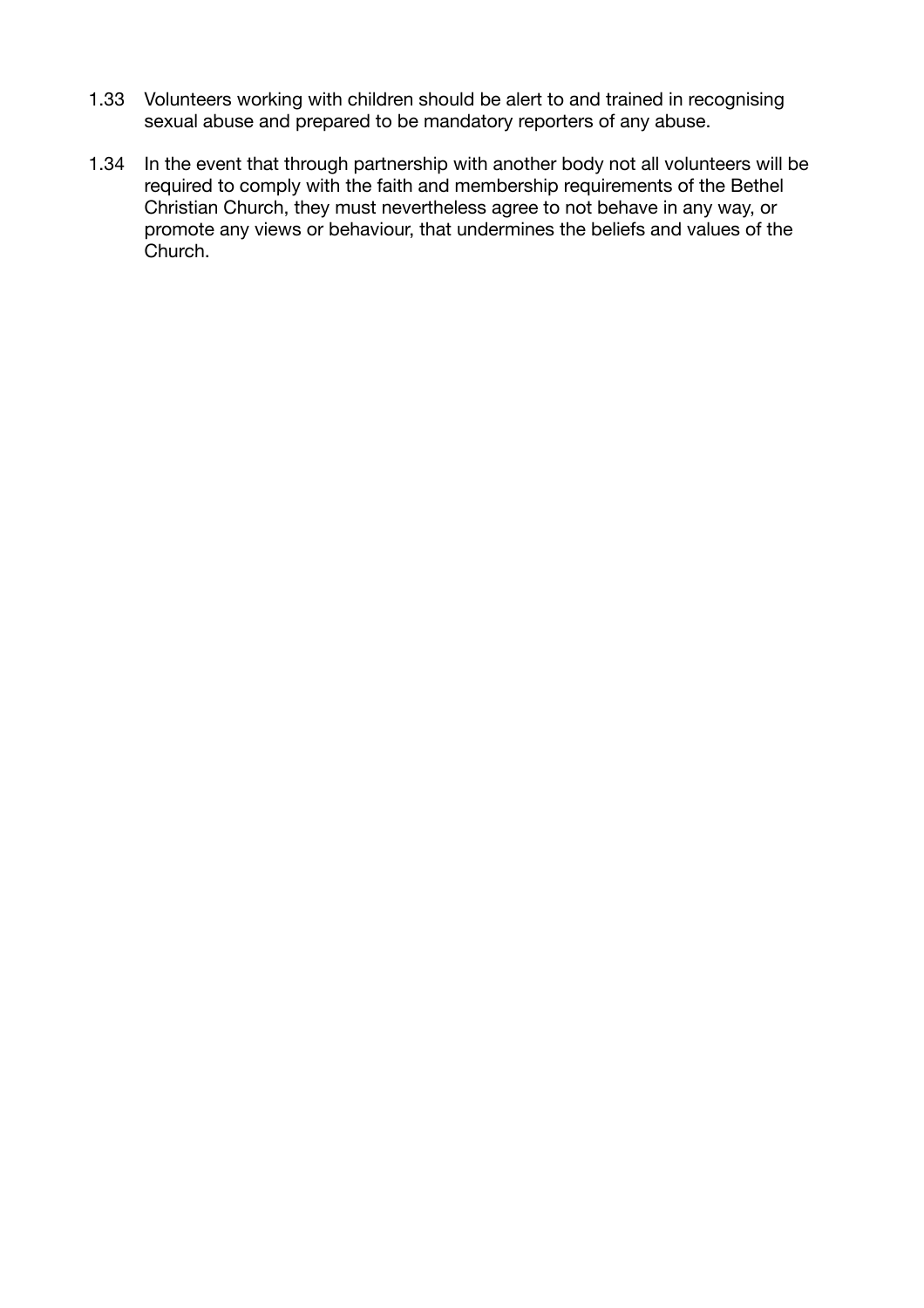1.33 Volunteers working with children should be alert to and trained in recognising sexual abuse and prepared to be mandatory reporters of any abuse.

1.34 In the event that through partnership with another body not all volunteers will be required to comply with the faith and membership requirements of the Bethel Christian Church, they must nevertheless agree to not behave in any way, or promote any views or behaviour, that undermines the beliefs and values of the Church.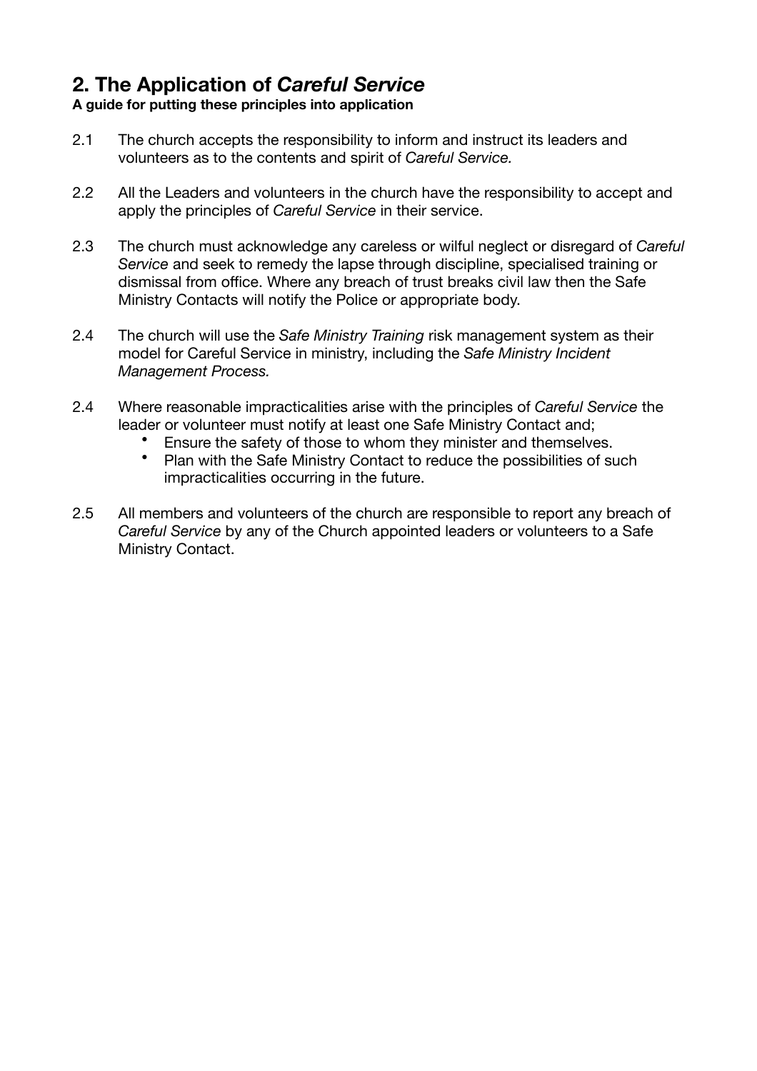## 2. The Application of *Careful Service*

**A guide for putting these principles into application**

2.1 The church accepts the responsibility to inform and instruct its leaders and volunteers as to the contents and spirit of *Careful Service.*

2.2 All the Leaders and volunteers in the church have the responsibility to accept and apply the principles of *Careful Service* in their service.

2.3 The church must acknowledge any careless or wilful neglect or disregard of *Careful Service* and seek to remedy the lapse through discipline, specialised training or dismissal from office. Where any breach of trust breaks civil law then the Safe Ministry Contacts will notify the Police or appropriate body.

2.4 The church will use the *Safe Ministry Training* risk management system as their model for Careful Service in ministry, including the *Safe Ministry Incident Management Process.*

2.4 Where reasonable impracticalities arise with the principles of *Careful Service* the leader or volunteer must notify at least one Safe Ministry Contact and;

- Ensure the safety of those to whom they minister and themselves.
- Plan with the Safe Ministry Contact to reduce the possibilities of such impracticalities occurring in the future.

2.5 All members and volunteers of the church are responsible to report any breach of *Careful Service* by any of the Church appointed leaders or volunteers to a Safe Ministry Contact.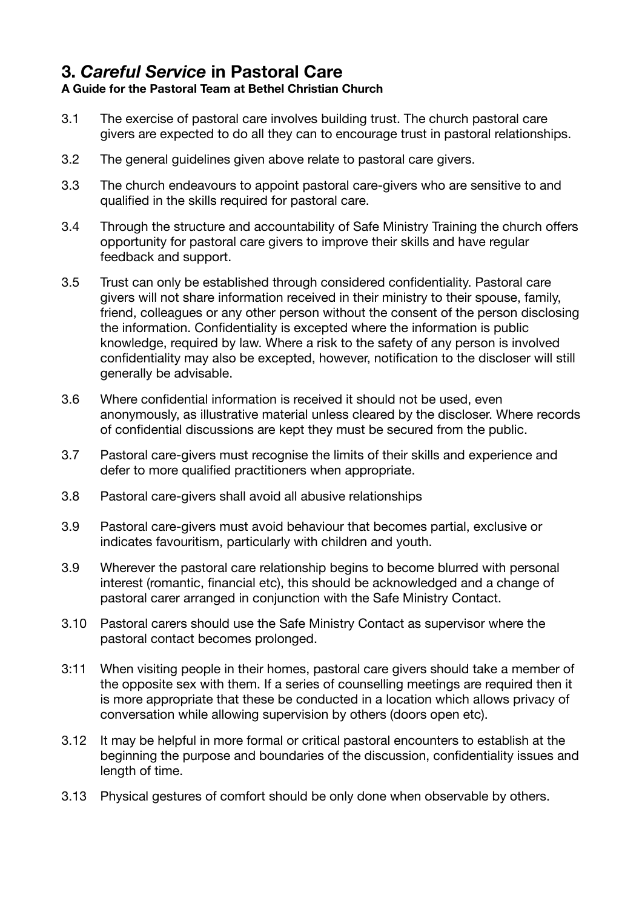# 3. *Careful Service* in Pastoral Care

**A Guide for the Pastoral Team at Bethel Christian Church**

3.1 The exercise of pastoral care involves building trust. The church pastoral care givers are expected to do all they can to encourage trust in pastoral relationships.

3.2 The general guidelines given above relate to pastoral care givers.

3.3 The church endeavours to appoint pastoral care-givers who are sensitive to and qualified in the skills required for pastoral care.

3.4 Through the structure and accountability of Safe Ministry Training the church offers opportunity for pastoral care givers to improve their skills and have regular feedback and support.

3.5 Trust can only be established through considered confidentiality. Pastoral care givers will not share information received in their ministry to their spouse, family, friend, colleagues or any other person without the consent of the person disclosing the information. Confidentiality is excepted where the information is public knowledge, required by law. Where a risk to the safety of any person is involved confidentiality may also be excepted, however, notification to the discloser will still generally be advisable.

3.6 Where confidential information is received it should not be used, even anonymously, as illustrative material unless cleared by the discloser. Where records of confidential discussions are kept they must be secured from the public.

3.7 Pastoral care-givers must recognise the limits of their skills and experience and defer to more qualified practitioners when appropriate.

3.8 Pastoral care-givers shall avoid all abusive relationships

3.9 Pastoral care-givers must avoid behaviour that becomes partial, exclusive or indicates favouritism, particularly with children and youth.

3.9 Wherever the pastoral care relationship begins to become blurred with personal interest (romantic, financial etc), this should be acknowledged and a change of pastoral carer arranged in conjunction with the Safe Ministry Contact.

3.10 Pastoral carers should use the Safe Ministry Contact as supervisor where the pastoral contact becomes prolonged.

3:11 When visiting people in their homes, pastoral care givers should take a member of the opposite sex with them. If a series of counselling meetings are required then it is more appropriate that these be conducted in a location which allows privacy of conversation while allowing supervision by others (doors open etc).

3.12 It may be helpful in more formal or critical pastoral encounters to establish at the beginning the purpose and boundaries of the discussion, confidentiality issues and length of time.

3.13 Physical gestures of comfort should be only done when observable by others.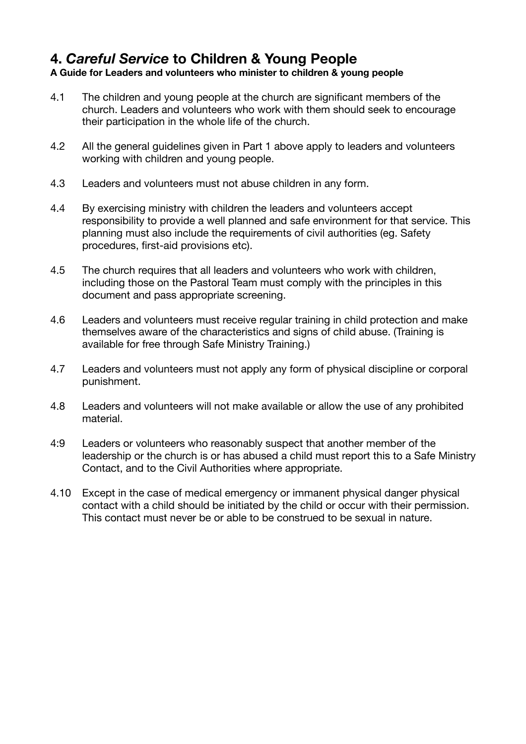## 4. *Careful Service* to Children & Young People

**A Guide for Leaders and volunteers who minister to children & young people**

4.1 The children and young people at the church are significant members of the church. Leaders and volunteers who work with them should seek to encourage their participation in the whole life of the church.

4.2 All the general guidelines given in Part 1 above apply to leaders and volunteers working with children and young people.

4.3 Leaders and volunteers must not abuse children in any form.

4.4 By exercising ministry with children the leaders and volunteers accept responsibility to provide a well planned and safe environment for that service. This planning must also include the requirements of civil authorities (eg. Safety procedures, first-aid provisions etc).

4.5 The church requires that all leaders and volunteers who work with children, including those on the Pastoral Team must comply with the principles in this document and pass appropriate screening.

4.6 Leaders and volunteers must receive regular training in child protection and make themselves aware of the characteristics and signs of child abuse. (Training is available for free through Safe Ministry Training.)

4.7 Leaders and volunteers must not apply any form of physical discipline or corporal punishment.

4.8 Leaders and volunteers will not make available or allow the use of any prohibited material.

4:9 Leaders or volunteers who reasonably suspect that another member of the leadership or the church is or has abused a child must report this to a Safe Ministry Contact, and to the Civil Authorities where appropriate.

4.10 Except in the case of medical emergency or immanent physical danger physical contact with a child should be initiated by the child or occur with their permission. This contact must never be or able to be construed to be sexual in nature.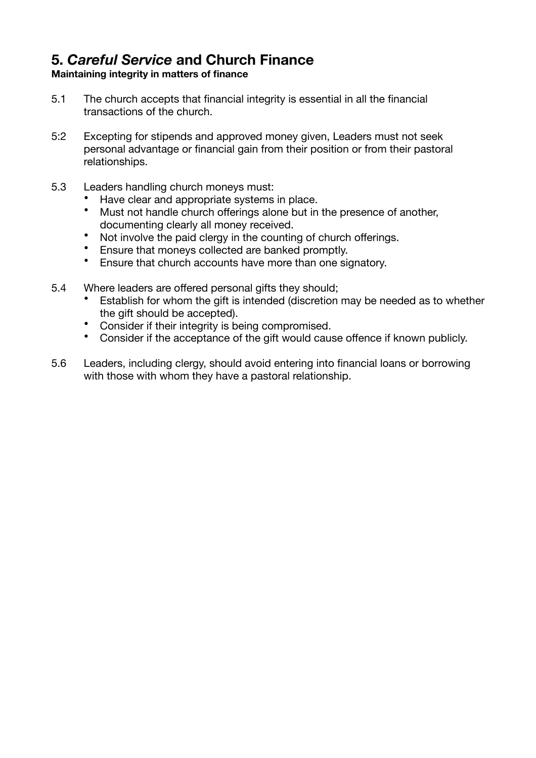## 5. *Careful Service* and Church Finance

**Maintaining integrity in matters of finance**

5.1 The church accepts that financial integrity is essential in all the financial transactions of the church.

5:2 Excepting for stipends and approved money given, Leaders must not seek personal advantage or financial gain from their position or from their pastoral relationships.

5.3 Leaders handling church moneys must:

- Have clear and appropriate systems in place.
- Must not handle church offerings alone but in the presence of another, documenting clearly all money received.
- Not involve the paid clergy in the counting of church offerings.
- Ensure that moneys collected are banked promptly.
- Ensure that church accounts have more than one signatory.

5.4 Where leaders are offered personal gifts they should;

- Establish for whom the gift is intended (discretion may be needed as to whether the gift should be accepted).
- Consider if their integrity is being compromised.
- Consider if the acceptance of the gift would cause offence if known publicly.

5.6 Leaders, including clergy, should avoid entering into financial loans or borrowing with those with whom they have a pastoral relationship.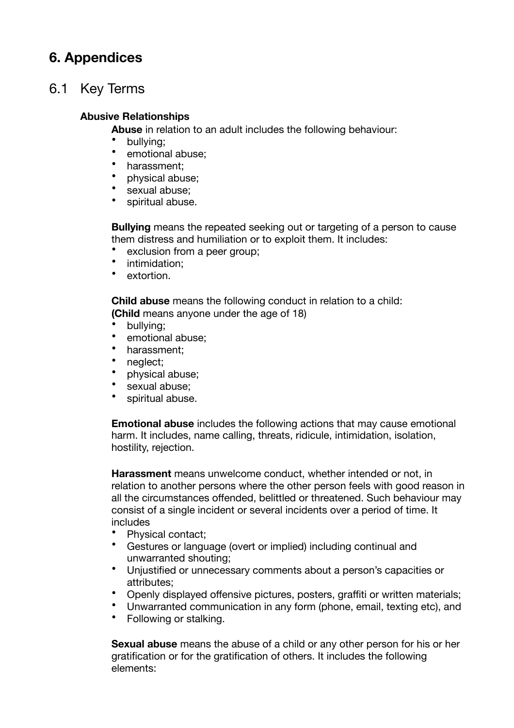# 6. Appendices

## 6.1 Key Terms

### Abusive Relationships

**Abuse** in relation to an adult includes the following behaviour:

- bullying;
- emotional abuse;
- harassment;
- physical abuse;
- sexual abuse;
- spiritual abuse.

**Bullying** means the repeated seeking out or targeting of a person to cause them distress and humiliation or to exploit them. It includes:

- exclusion from a peer group;
- intimidation;
- extortion.

**Child abuse** means the following conduct in relation to a child:
**(Child** means anyone under the age of 18)

- bullying;
- emotional abuse;
- harassment;
- neglect;
- physical abuse;
- sexual abuse;
- spiritual abuse.

**Emotional abuse** includes the following actions that may cause emotional harm. It includes, name calling, threats, ridicule, intimidation, isolation, hostility, rejection.

**Harassment** means unwelcome conduct, whether intended or not, in relation to another persons where the other person feels with good reason in all the circumstances offended, belittled or threatened. Such behaviour may consist of a single incident or several incidents over a period of time. It includes

- Physical contact;
- Gestures or language (overt or implied) including continual and unwarranted shouting;
- Unjustified or unnecessary comments about a person's capacities or attributes;
- Openly displayed offensive pictures, posters, graffiti or written materials;
- Unwarranted communication in any form (phone, email, texting etc), and
- Following or stalking.

**Sexual abuse** means the abuse of a child or any other person for his or her gratification or for the gratification of others. It includes the following elements: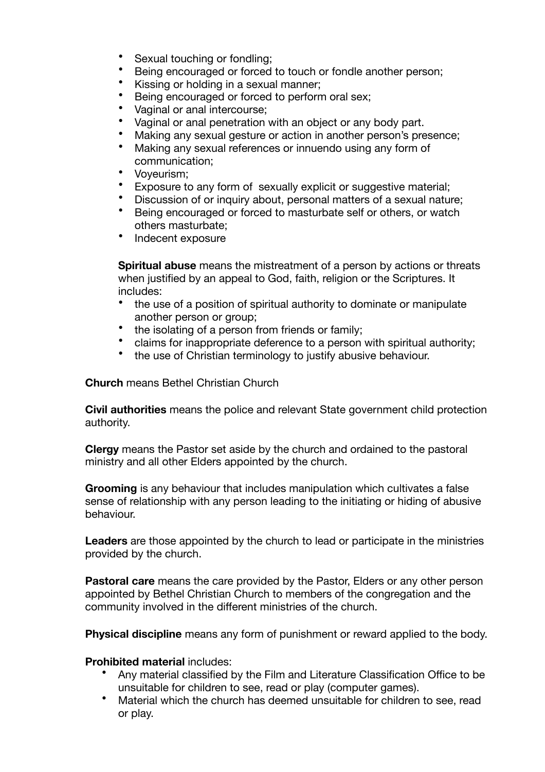- Sexual touching or fondling;
- Being encouraged or forced to touch or fondle another person;
- Kissing or holding in a sexual manner;
- Being encouraged or forced to perform oral sex;
- Vaginal or anal intercourse;
- Vaginal or anal penetration with an object or any body part.
- Making any sexual gesture or action in another person's presence;
- Making any sexual references or innuendo using any form of communication;
- Voyeurism;
- Exposure to any form of sexually explicit or suggestive material;
- Discussion of or inquiry about, personal matters of a sexual nature;
- Being encouraged or forced to masturbate self or others, or watch others masturbate;
- Indecent exposure

**Spiritual abuse** means the mistreatment of a person by actions or threats when justified by an appeal to God, faith, religion or the Scriptures. It includes:

- the use of a position of spiritual authority to dominate or manipulate another person or group;
- the isolating of a person from friends or family;
- claims for inappropriate deference to a person with spiritual authority;
- the use of Christian terminology to justify abusive behaviour.

**Church** means Bethel Christian Church

**Civil authorities** means the police and relevant State government child protection authority.

**Clergy** means the Pastor set aside by the church and ordained to the pastoral ministry and all other Elders appointed by the church.

**Grooming** is any behaviour that includes manipulation which cultivates a false sense of relationship with any person leading to the initiating or hiding of abusive behaviour.

**Leaders** are those appointed by the church to lead or participate in the ministries provided by the church.

**Pastoral care** means the care provided by the Pastor, Elders or any other person appointed by Bethel Christian Church to members of the congregation and the community involved in the different ministries of the church.

**Physical discipline** means any form of punishment or reward applied to the body.

**Prohibited material** includes:

- Any material classified by the Film and Literature Classification Office to be unsuitable for children to see, read or play (computer games).
- Material which the church has deemed unsuitable for children to see, read or play.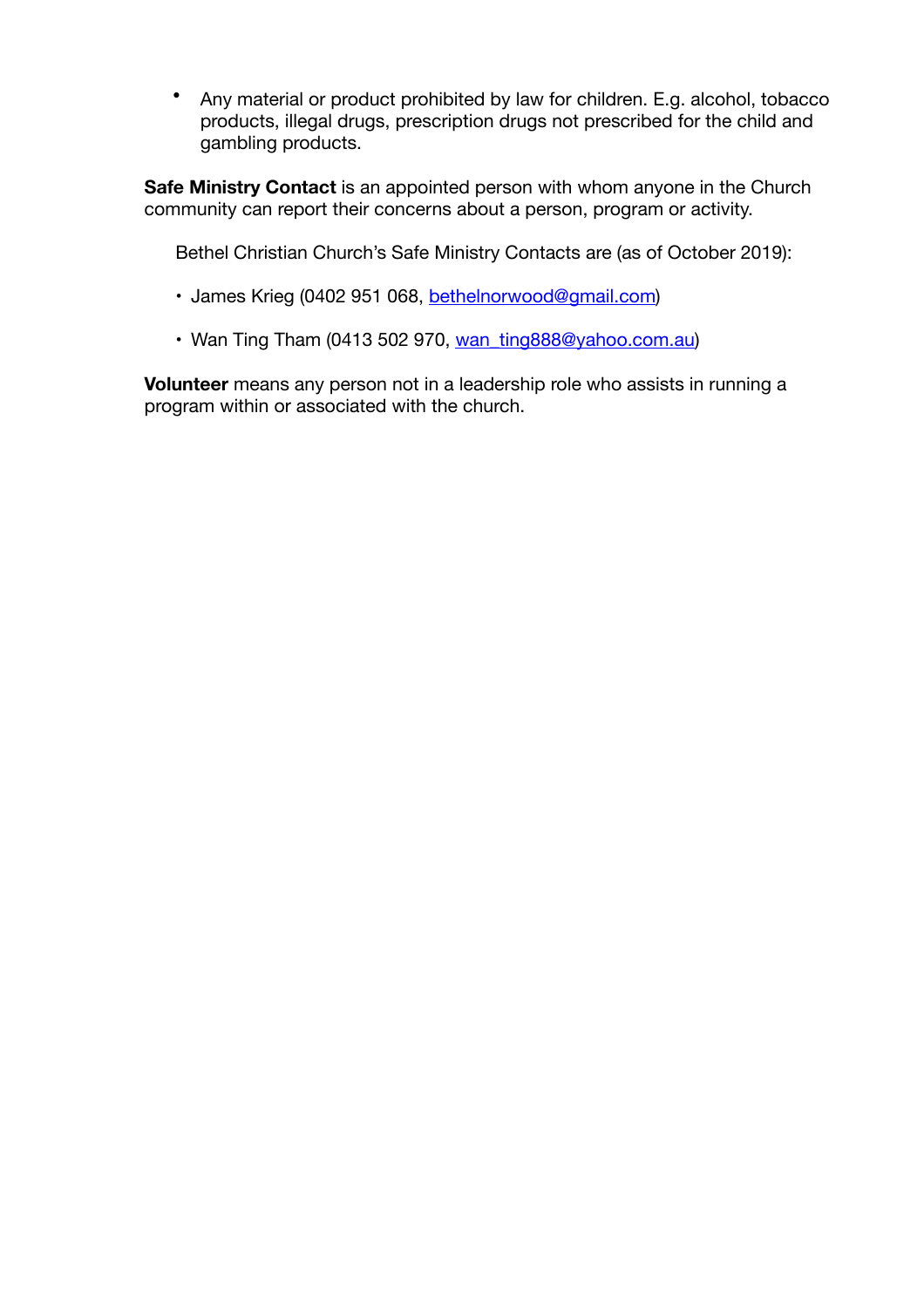- Any material or product prohibited by law for children. E.g. alcohol, tobacco products, illegal drugs, prescription drugs not prescribed for the child and gambling products.

**Safe Ministry Contact** is an appointed person with whom anyone in the Church community can report their concerns about a person, program or activity.

Bethel Christian Church's Safe Ministry Contacts are (as of October 2019):

- James Krieg (0402 951 068, bethelnorwood@gmail.com)
- Wan Ting Tham (0413 502 970, wan_ting888@yahoo.com.au)

**Volunteer** means any person not in a leadership role who assists in running a program within or associated with the church.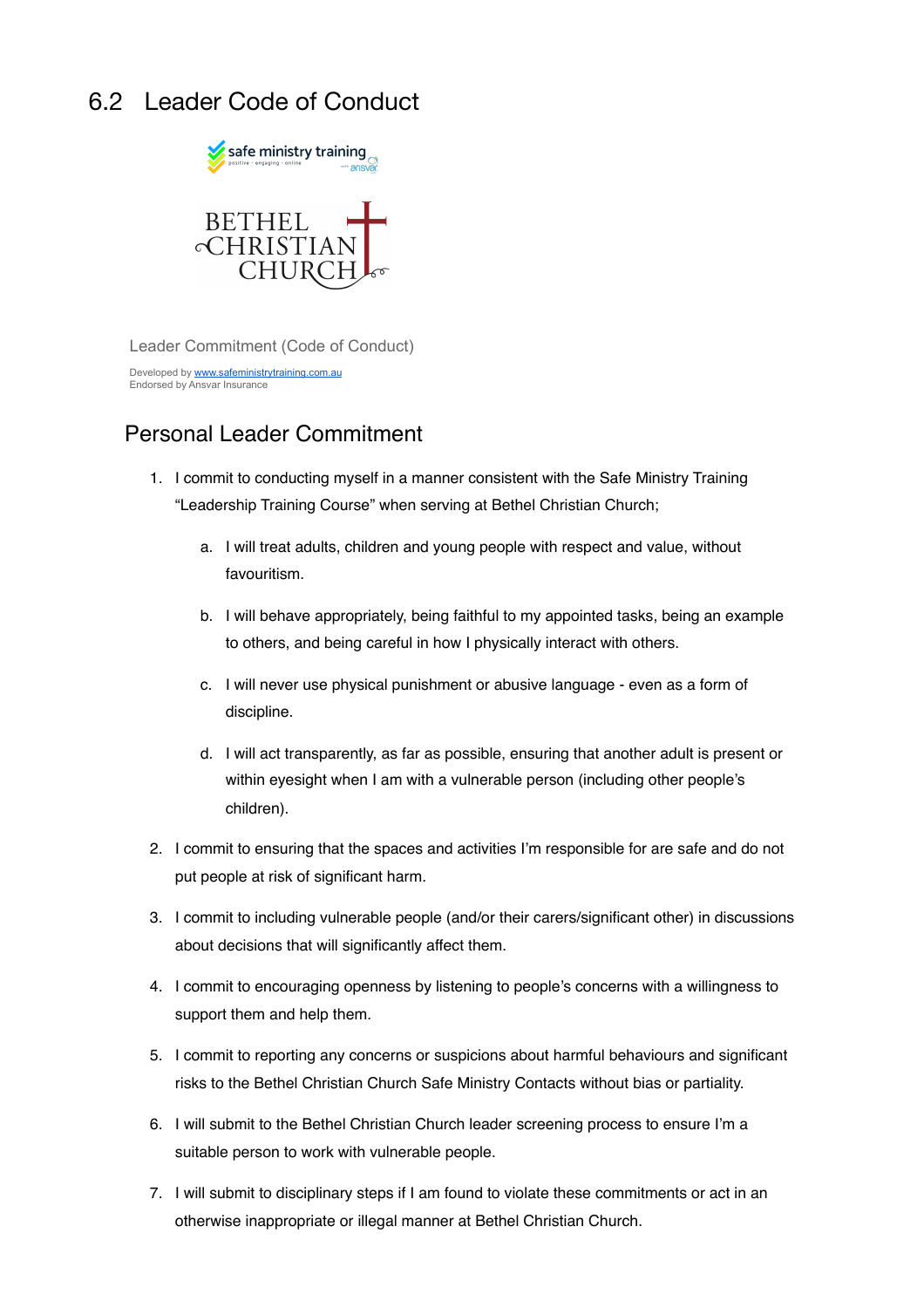## 6.2 Leader Code of Conduct

Leader Commitment (Code of Conduct)

Developed by www.safeministrytraining.com.au
Endorsed by Ansvar Insurance

### Personal Leader Commitment

1. I commit to conducting myself in a manner consistent with the Safe Ministry Training "Leadership Training Course" when serving at Bethel Christian Church;
   a. I will treat adults, children and young people with respect and value, without favouritism.
   b. I will behave appropriately, being faithful to my appointed tasks, being an example to others, and being careful in how I physically interact with others.
   c. I will never use physical punishment or abusive language - even as a form of discipline.
   d. I will act transparently, as far as possible, ensuring that another adult is present or within eyesight when I am with a vulnerable person (including other people's children).
2. I commit to ensuring that the spaces and activities I'm responsible for are safe and do not put people at risk of significant harm.
3. I commit to including vulnerable people (and/or their carers/significant other) in discussions about decisions that will significantly affect them.
4. I commit to encouraging openness by listening to people's concerns with a willingness to support them and help them.
5. I commit to reporting any concerns or suspicions about harmful behaviours and significant risks to the Bethel Christian Church Safe Ministry Contacts without bias or partiality.
6. I will submit to the Bethel Christian Church leader screening process to ensure I'm a suitable person to work with vulnerable people.
7. I will submit to disciplinary steps if I am found to violate these commitments or act in an otherwise inappropriate or illegal manner at Bethel Christian Church.